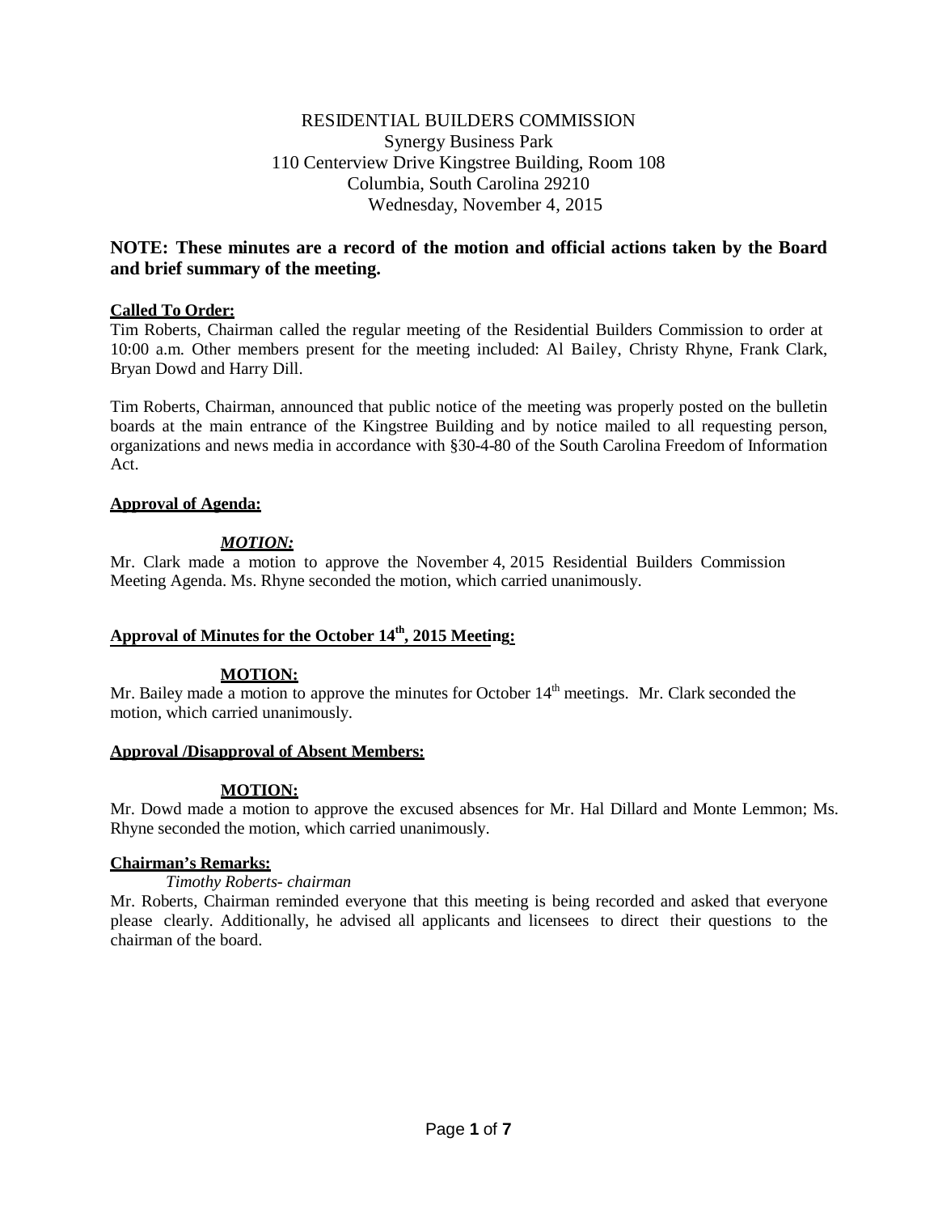# RESIDENTIAL BUILDERS COMMISSION

Synergy Business Park
110 Centerview Drive Kingstree Building, Room 108
Columbia, South Carolina 29210
Wednesday, November 4, 2015

**NOTE: These minutes are a record of the motion and official actions taken by the Board and brief summary of the meeting.**

**Called To Order:**

Tim Roberts, Chairman called the regular meeting of the Residential Builders Commission to order at 10:00 a.m. Other members present for the meeting included: Al Bailey, Christy Rhyne, Frank Clark, Bryan Dowd and Harry Dill.

Tim Roberts, Chairman, announced that public notice of the meeting was properly posted on the bulletin boards at the main entrance of the Kingstree Building and by notice mailed to all requesting person, organizations and news media in accordance with §30-4-80 of the South Carolina Freedom of Information Act.

**Approval of Agenda:**

***MOTION:***

Mr. Clark made a motion to approve the November 4, 2015 Residential Builders Commission Meeting Agenda. Ms. Rhyne seconded the motion, which carried unanimously.

**Approval of Minutes for the October 14th, 2015 Meeting:**

**MOTION:**

Mr. Bailey made a motion to approve the minutes for October 14th meetings. Mr. Clark seconded the motion, which carried unanimously.

**Approval /Disapproval of Absent Members:**

**MOTION:**

Mr. Dowd made a motion to approve the excused absences for Mr. Hal Dillard and Monte Lemmon; Ms. Rhyne seconded the motion, which carried unanimously.

**Chairman's Remarks:**

*Timothy Roberts- chairman*

Mr. Roberts, Chairman reminded everyone that this meeting is being recorded and asked that everyone please clearly. Additionally, he advised all applicants and licensees to direct their questions to the chairman of the board.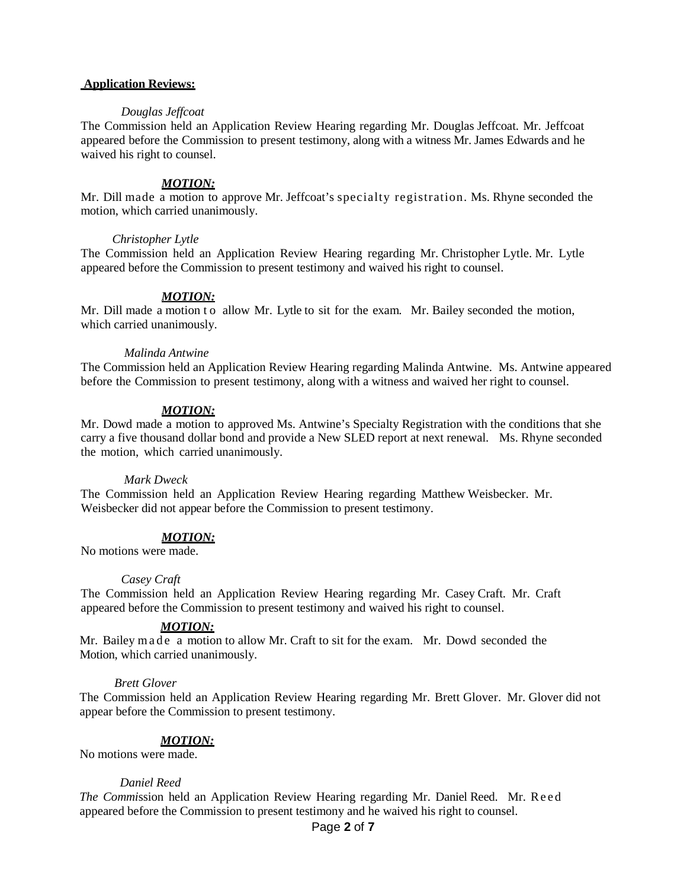**Application Reviews:**

*Douglas Jeffcoat*

The Commission held an Application Review Hearing regarding Mr. Douglas Jeffcoat. Mr. Jeffcoat appeared before the Commission to present testimony, along with a witness Mr. James Edwards and he waived his right to counsel.

***MOTION:***

Mr. Dill made a motion to approve Mr. Jeffcoat's specialty registration. Ms. Rhyne seconded the motion, which carried unanimously.

*Christopher Lytle*

The Commission held an Application Review Hearing regarding Mr. Christopher Lytle. Mr. Lytle appeared before the Commission to present testimony and waived his right to counsel.

***MOTION:***

Mr. Dill made a motion to allow Mr. Lytle to sit for the exam. Mr. Bailey seconded the motion, which carried unanimously.

*Malinda Antwine*

The Commission held an Application Review Hearing regarding Malinda Antwine. Ms. Antwine appeared before the Commission to present testimony, along with a witness and waived her right to counsel.

***MOTION:***

Mr. Dowd made a motion to approved Ms. Antwine's Specialty Registration with the conditions that she carry a five thousand dollar bond and provide a New SLED report at next renewal. Ms. Rhyne seconded the motion, which carried unanimously.

*Mark Dweck*

The Commission held an Application Review Hearing regarding Matthew Weisbecker. Mr. Weisbecker did not appear before the Commission to present testimony.

***MOTION:***

No motions were made.

*Casey Craft*

The Commission held an Application Review Hearing regarding Mr. Casey Craft. Mr. Craft appeared before the Commission to present testimony and waived his right to counsel.

***MOTION:***

Mr. Bailey made a motion to allow Mr. Craft to sit for the exam. Mr. Dowd seconded the Motion, which carried unanimously.

*Brett Glover*

The Commission held an Application Review Hearing regarding Mr. Brett Glover. Mr. Glover did not appear before the Commission to present testimony.

***MOTION:***

No motions were made.

*Daniel Reed*

*The Comm*ission held an Application Review Hearing regarding Mr. Daniel Reed. Mr. Reed appeared before the Commission to present testimony and he waived his right to counsel.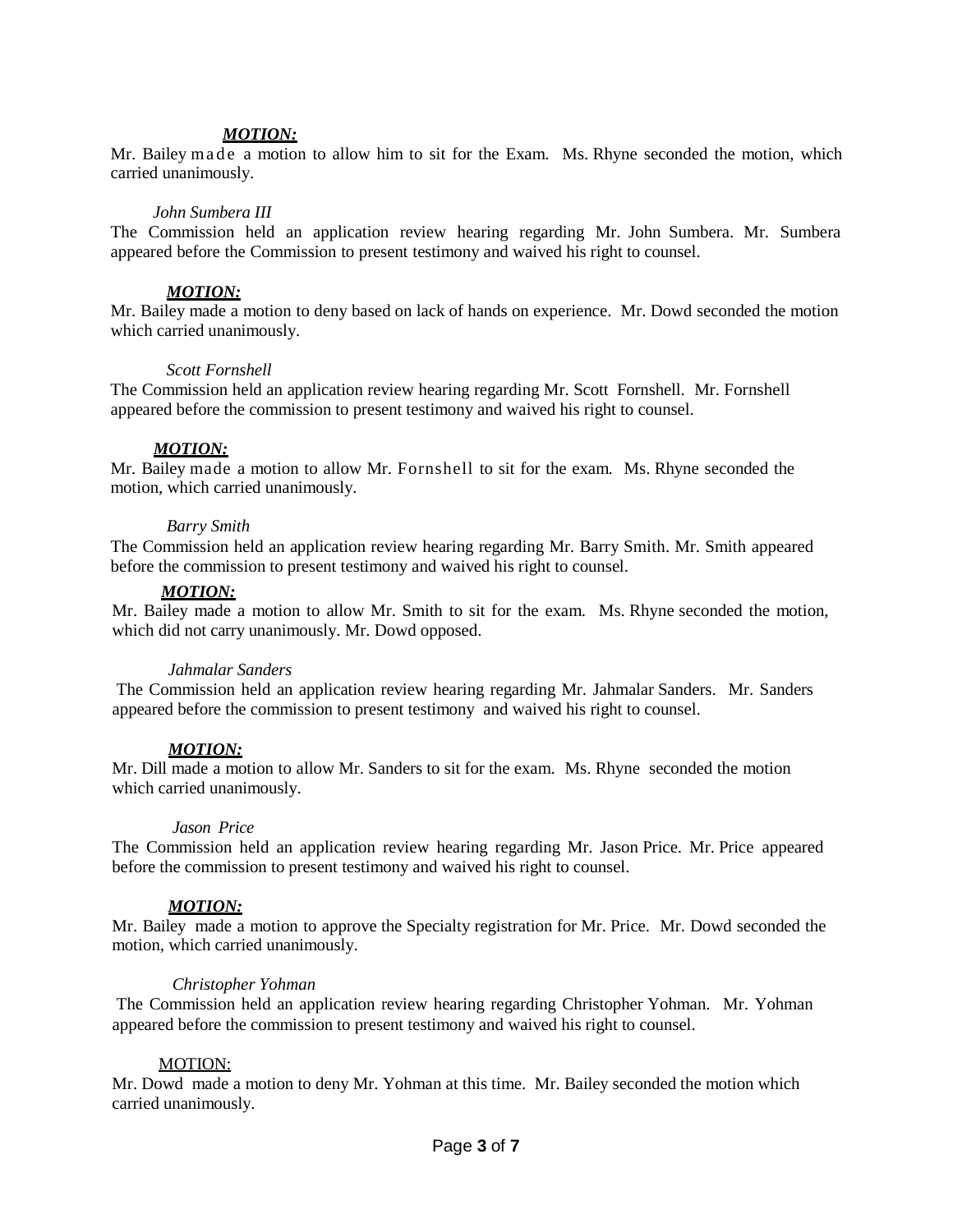***MOTION:***

Mr. Bailey made a motion to allow him to sit for the Exam. Ms. Rhyne seconded the motion, which carried unanimously.

*John Sumbera III*

The Commission held an application review hearing regarding Mr. John Sumbera. Mr. Sumbera appeared before the Commission to present testimony and waived his right to counsel.

***MOTION:***

Mr. Bailey made a motion to deny based on lack of hands on experience. Mr. Dowd seconded the motion which carried unanimously.

*Scott Fornshell*

The Commission held an application review hearing regarding Mr. Scott Fornshell. Mr. Fornshell appeared before the commission to present testimony and waived his right to counsel.

***MOTION:***

Mr. Bailey made a motion to allow Mr. Fornshell to sit for the exam. Ms. Rhyne seconded the motion, which carried unanimously.

*Barry Smith*

The Commission held an application review hearing regarding Mr. Barry Smith. Mr. Smith appeared before the commission to present testimony and waived his right to counsel.

***MOTION:***

Mr. Bailey made a motion to allow Mr. Smith to sit for the exam. Ms. Rhyne seconded the motion, which did not carry unanimously. Mr. Dowd opposed.

*Jahmalar Sanders*

The Commission held an application review hearing regarding Mr. Jahmalar Sanders. Mr. Sanders appeared before the commission to present testimony and waived his right to counsel.

***MOTION:***

Mr. Dill made a motion to allow Mr. Sanders to sit for the exam. Ms. Rhyne seconded the motion which carried unanimously.

*Jason Price*

The Commission held an application review hearing regarding Mr. Jason Price. Mr. Price appeared before the commission to present testimony and waived his right to counsel.

***MOTION:***

Mr. Bailey made a motion to approve the Specialty registration for Mr. Price. Mr. Dowd seconded the motion, which carried unanimously.

*Christopher Yohman*

The Commission held an application review hearing regarding Christopher Yohman. Mr. Yohman appeared before the commission to present testimony and waived his right to counsel.

MOTION:

Mr. Dowd made a motion to deny Mr. Yohman at this time. Mr. Bailey seconded the motion which carried unanimously.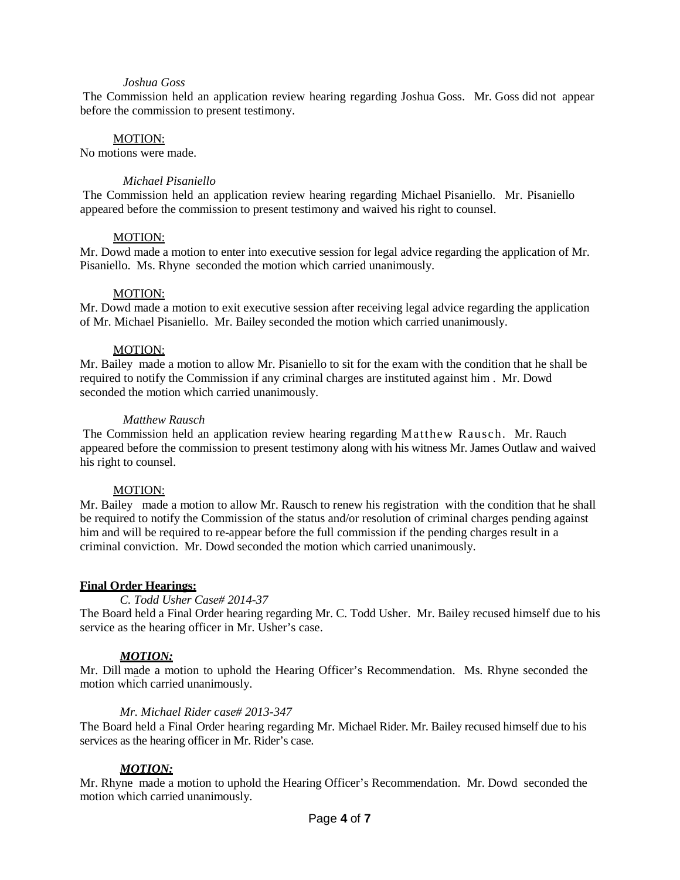*Joshua Goss*

The Commission held an application review hearing regarding Joshua Goss. Mr. Goss did not appear before the commission to present testimony.

MOTION:

No motions were made.

*Michael Pisaniello*

The Commission held an application review hearing regarding Michael Pisaniello. Mr. Pisaniello appeared before the commission to present testimony and waived his right to counsel.

MOTION:

Mr. Dowd made a motion to enter into executive session for legal advice regarding the application of Mr. Pisaniello. Ms. Rhyne seconded the motion which carried unanimously.

MOTION:

Mr. Dowd made a motion to exit executive session after receiving legal advice regarding the application of Mr. Michael Pisaniello. Mr. Bailey seconded the motion which carried unanimously.

MOTION:

Mr. Bailey made a motion to allow Mr. Pisaniello to sit for the exam with the condition that he shall be required to notify the Commission if any criminal charges are instituted against him . Mr. Dowd seconded the motion which carried unanimously.

*Matthew Rausch*

The Commission held an application review hearing regarding Matthew Rausch. Mr. Rauch appeared before the commission to present testimony along with his witness Mr. James Outlaw and waived his right to counsel.

MOTION:

Mr. Bailey made a motion to allow Mr. Rausch to renew his registration with the condition that he shall be required to notify the Commission of the status and/or resolution of criminal charges pending against him and will be required to re-appear before the full commission if the pending charges result in a criminal conviction. Mr. Dowd seconded the motion which carried unanimously.

**Final Order Hearings:**

*C. Todd Usher Case# 2014-37*

The Board held a Final Order hearing regarding Mr. C. Todd Usher. Mr. Bailey recused himself due to his service as the hearing officer in Mr. Usher's case.

***MOTION:***

Mr. Dill made a motion to uphold the Hearing Officer's Recommendation. Ms. Rhyne seconded the motion which carried unanimously.

*Mr. Michael Rider case# 2013-347*

The Board held a Final Order hearing regarding Mr. Michael Rider. Mr. Bailey recused himself due to his services as the hearing officer in Mr. Rider's case.

***MOTION:***

Mr. Rhyne made a motion to uphold the Hearing Officer's Recommendation. Mr. Dowd seconded the motion which carried unanimously.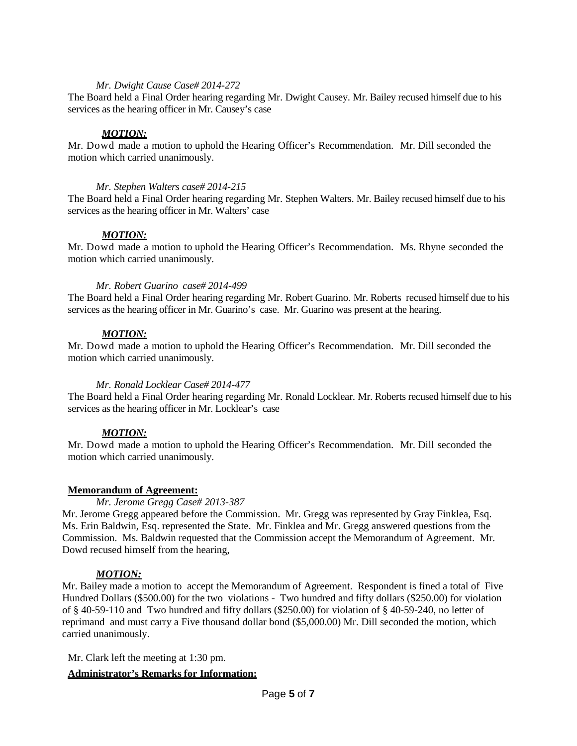*Mr. Dwight Cause Case# 2014-272*

The Board held a Final Order hearing regarding Mr. Dwight Causey. Mr. Bailey recused himself due to his services as the hearing officer in Mr. Causey's case

***MOTION:***

Mr. Dowd made a motion to uphold the Hearing Officer's Recommendation. Mr. Dill seconded the motion which carried unanimously.

*Mr. Stephen Walters case# 2014-215*

The Board held a Final Order hearing regarding Mr. Stephen Walters. Mr. Bailey recused himself due to his services as the hearing officer in Mr. Walters' case

***MOTION:***

Mr. Dowd made a motion to uphold the Hearing Officer's Recommendation. Ms. Rhyne seconded the motion which carried unanimously.

*Mr. Robert Guarino case# 2014-499*

The Board held a Final Order hearing regarding Mr. Robert Guarino. Mr. Roberts recused himself due to his services as the hearing officer in Mr. Guarino's case. Mr. Guarino was present at the hearing.

***MOTION:***

Mr. Dowd made a motion to uphold the Hearing Officer's Recommendation. Mr. Dill seconded the motion which carried unanimously.

*Mr. Ronald Locklear Case# 2014-477*

The Board held a Final Order hearing regarding Mr. Ronald Locklear. Mr. Roberts recused himself due to his services as the hearing officer in Mr. Locklear's case

***MOTION:***

Mr. Dowd made a motion to uphold the Hearing Officer's Recommendation. Mr. Dill seconded the motion which carried unanimously.

**Memorandum of Agreement:**

*Mr. Jerome Gregg Case# 2013-387*

Mr. Jerome Gregg appeared before the Commission. Mr. Gregg was represented by Gray Finklea, Esq. Ms. Erin Baldwin, Esq. represented the State. Mr. Finklea and Mr. Gregg answered questions from the Commission. Ms. Baldwin requested that the Commission accept the Memorandum of Agreement. Mr. Dowd recused himself from the hearing,

***MOTION:***

Mr. Bailey made a motion to accept the Memorandum of Agreement. Respondent is fined a total of Five Hundred Dollars ($500.00) for the two violations - Two hundred and fifty dollars ($250.00) for violation of § 40-59-110 and Two hundred and fifty dollars ($250.00) for violation of § 40-59-240, no letter of reprimand and must carry a Five thousand dollar bond ($5,000.00) Mr. Dill seconded the motion, which carried unanimously.

Mr. Clark left the meeting at 1:30 pm.

**Administrator's Remarks for Information:**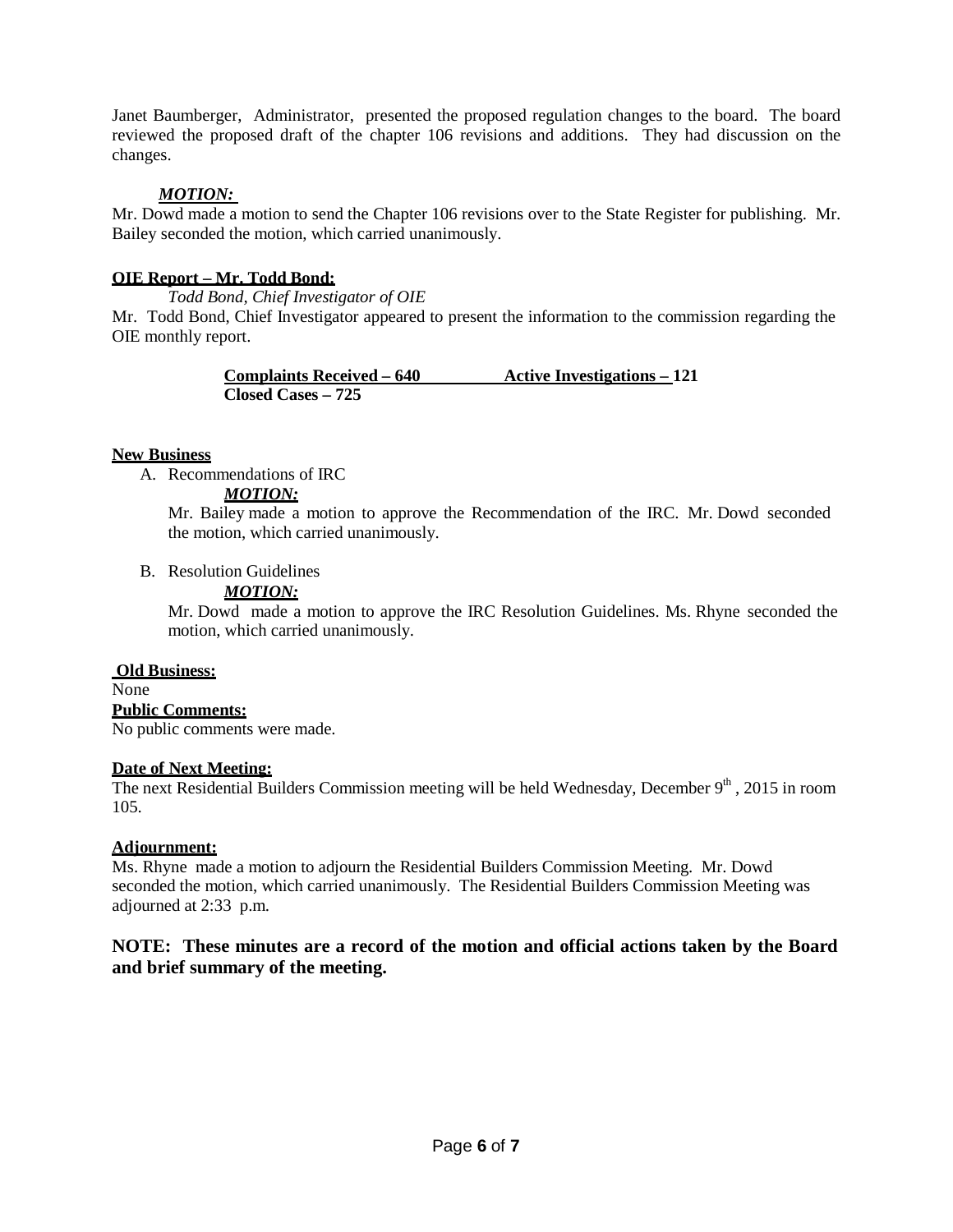Janet Baumberger, Administrator, presented the proposed regulation changes to the board. The board reviewed the proposed draft of the chapter 106 revisions and additions. They had discussion on the changes.

***MOTION:***

Mr. Dowd made a motion to send the Chapter 106 revisions over to the State Register for publishing. Mr. Bailey seconded the motion, which carried unanimously.

**OIE Report – Mr. Todd Bond:**

*Todd Bond, Chief Investigator of OIE*

Mr. Todd Bond, Chief Investigator appeared to present the information to the commission regarding the OIE monthly report.

**Complaints Received – 640** **Active Investigations – 121**
**Closed Cases – 725**

**New Business**

A. Recommendations of IRC

   ***MOTION:***

   Mr. Bailey made a motion to approve the Recommendation of the IRC. Mr. Dowd seconded the motion, which carried unanimously.

B. Resolution Guidelines

   ***MOTION:***

   Mr. Dowd made a motion to approve the IRC Resolution Guidelines. Ms. Rhyne seconded the motion, which carried unanimously.

**Old Business:**

None

**Public Comments:**

No public comments were made.

**Date of Next Meeting:**

The next Residential Builders Commission meeting will be held Wednesday, December 9th, 2015 in room 105.

**Adjournment:**

Ms. Rhyne made a motion to adjourn the Residential Builders Commission Meeting. Mr. Dowd seconded the motion, which carried unanimously. The Residential Builders Commission Meeting was adjourned at 2:33 p.m.

**NOTE: These minutes are a record of the motion and official actions taken by the Board and brief summary of the meeting.**